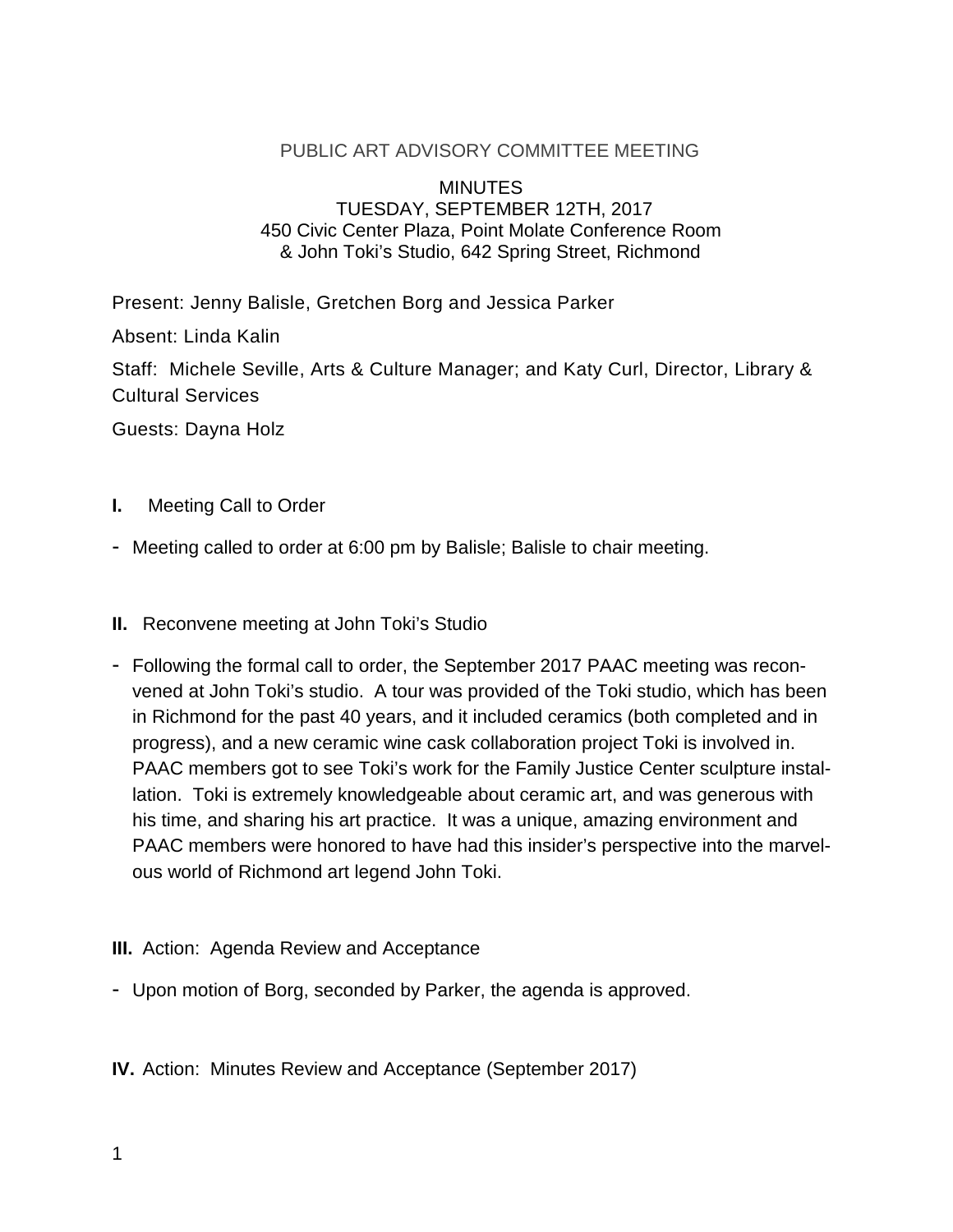# PUBLIC ART ADVISORY COMMITTEE MEETING

MINUTES
TUESDAY, SEPTEMBER 12TH, 2017
450 Civic Center Plaza, Point Molate Conference Room
& John Toki's Studio, 642 Spring Street, Richmond

Present: Jenny Balisle, Gretchen Borg and Jessica Parker

Absent: Linda Kalin

Staff: Michele Seville, Arts & Culture Manager; and Katy Curl, Director, Library & Cultural Services

Guests: Dayna Holz

**I.** Meeting Call to Order

- Meeting called to order at 6:00 pm by Balisle; Balisle to chair meeting.

**II.** Reconvene meeting at John Toki's Studio

- Following the formal call to order, the September 2017 PAAC meeting was reconvened at John Toki's studio. A tour was provided of the Toki studio, which has been in Richmond for the past 40 years, and it included ceramics (both completed and in progress), and a new ceramic wine cask collaboration project Toki is involved in. PAAC members got to see Toki's work for the Family Justice Center sculpture installation. Toki is extremely knowledgeable about ceramic art, and was generous with his time, and sharing his art practice. It was a unique, amazing environment and PAAC members were honored to have had this insider's perspective into the marvelous world of Richmond art legend John Toki.

**III.** Action: Agenda Review and Acceptance

- Upon motion of Borg, seconded by Parker, the agenda is approved.

**IV.** Action: Minutes Review and Acceptance (September 2017)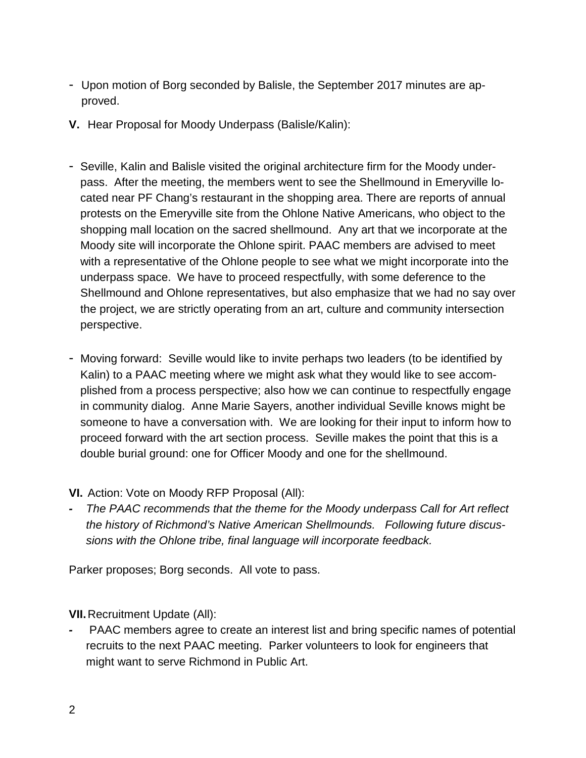- Upon motion of Borg seconded by Balisle, the September 2017 minutes are approved.

**V.** Hear Proposal for Moody Underpass (Balisle/Kalin):

- Seville, Kalin and Balisle visited the original architecture firm for the Moody underpass. After the meeting, the members went to see the Shellmound in Emeryville located near PF Chang's restaurant in the shopping area. There are reports of annual protests on the Emeryville site from the Ohlone Native Americans, who object to the shopping mall location on the sacred shellmound. Any art that we incorporate at the Moody site will incorporate the Ohlone spirit. PAAC members are advised to meet with a representative of the Ohlone people to see what we might incorporate into the underpass space. We have to proceed respectfully, with some deference to the Shellmound and Ohlone representatives, but also emphasize that we had no say over the project, we are strictly operating from an art, culture and community intersection perspective.

- Moving forward: Seville would like to invite perhaps two leaders (to be identified by Kalin) to a PAAC meeting where we might ask what they would like to see accomplished from a process perspective; also how we can continue to respectfully engage in community dialog. Anne Marie Sayers, another individual Seville knows might be someone to have a conversation with. We are looking for their input to inform how to proceed forward with the art section process. Seville makes the point that this is a double burial ground: one for Officer Moody and one for the shellmound.

**VI.** Action: Vote on Moody RFP Proposal (All):

- *The PAAC recommends that the theme for the Moody underpass Call for Art reflect the history of Richmond's Native American Shellmounds. Following future discussions with the Ohlone tribe, final language will incorporate feedback.*

Parker proposes; Borg seconds. All vote to pass.

**VII.** Recruitment Update (All):

- PAAC members agree to create an interest list and bring specific names of potential recruits to the next PAAC meeting. Parker volunteers to look for engineers that might want to serve Richmond in Public Art.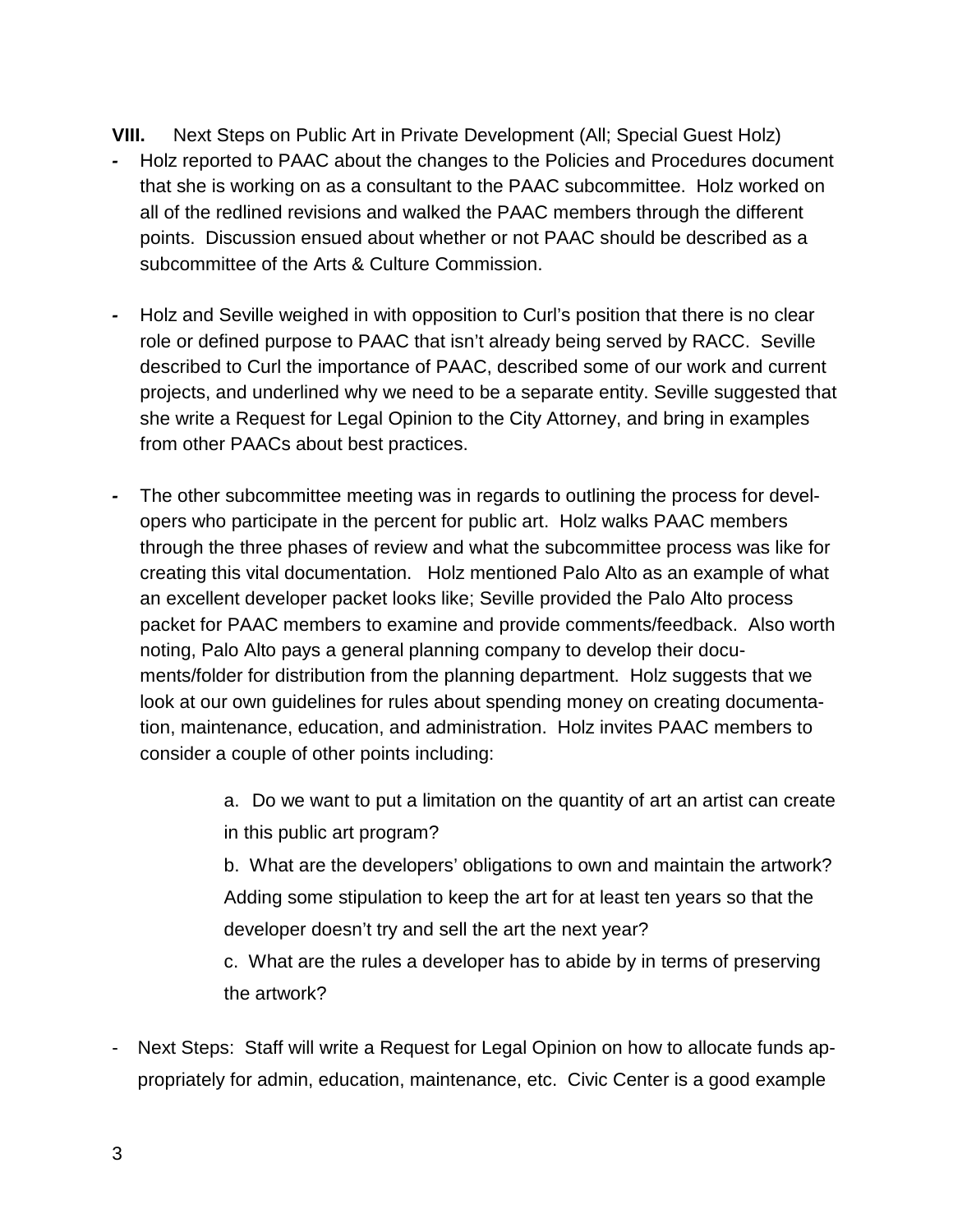**VIII.** Next Steps on Public Art in Private Development (All; Special Guest Holz)

- Holz reported to PAAC about the changes to the Policies and Procedures document that she is working on as a consultant to the PAAC subcommittee. Holz worked on all of the redlined revisions and walked the PAAC members through the different points. Discussion ensued about whether or not PAAC should be described as a subcommittee of the Arts & Culture Commission.

- Holz and Seville weighed in with opposition to Curl's position that there is no clear role or defined purpose to PAAC that isn't already being served by RACC. Seville described to Curl the importance of PAAC, described some of our work and current projects, and underlined why we need to be a separate entity. Seville suggested that she write a Request for Legal Opinion to the City Attorney, and bring in examples from other PAACs about best practices.

- The other subcommittee meeting was in regards to outlining the process for developers who participate in the percent for public art. Holz walks PAAC members through the three phases of review and what the subcommittee process was like for creating this vital documentation. Holz mentioned Palo Alto as an example of what an excellent developer packet looks like; Seville provided the Palo Alto process packet for PAAC members to examine and provide comments/feedback. Also worth noting, Palo Alto pays a general planning company to develop their documents/folder for distribution from the planning department. Holz suggests that we look at our own guidelines for rules about spending money on creating documentation, maintenance, education, and administration. Holz invites PAAC members to consider a couple of other points including:

    a. Do we want to put a limitation on the quantity of art an artist can create in this public art program?

    b. What are the developers' obligations to own and maintain the artwork? Adding some stipulation to keep the art for at least ten years so that the developer doesn't try and sell the art the next year?

    c. What are the rules a developer has to abide by in terms of preserving the artwork?

- Next Steps: Staff will write a Request for Legal Opinion on how to allocate funds appropriately for admin, education, maintenance, etc. Civic Center is a good example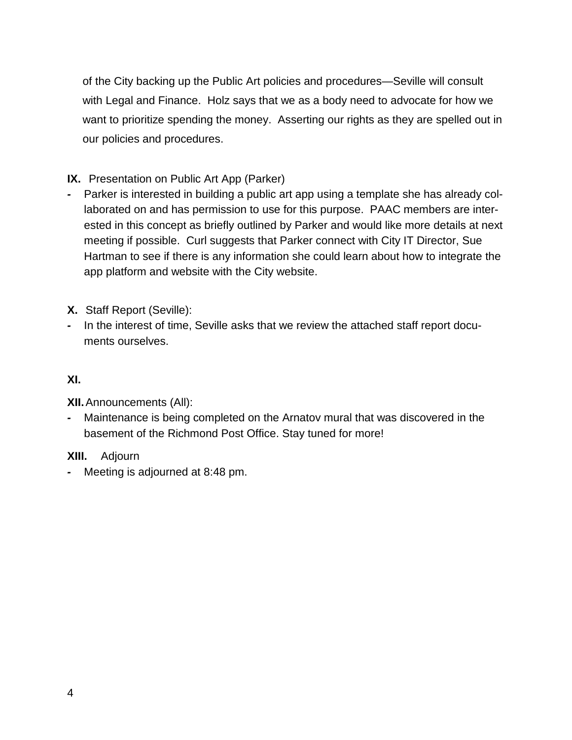of the City backing up the Public Art policies and procedures—Seville will consult with Legal and Finance. Holz says that we as a body need to advocate for how we want to prioritize spending the money. Asserting our rights as they are spelled out in our policies and procedures.

**IX.** Presentation on Public Art App (Parker)

- Parker is interested in building a public art app using a template she has already collaborated on and has permission to use for this purpose. PAAC members are interested in this concept as briefly outlined by Parker and would like more details at next meeting if possible. Curl suggests that Parker connect with City IT Director, Sue Hartman to see if there is any information she could learn about how to integrate the app platform and website with the City website.

**X.** Staff Report (Seville):

- In the interest of time, Seville asks that we review the attached staff report documents ourselves.

**XI.**

**XII.** Announcements (All):

- Maintenance is being completed on the Arnatov mural that was discovered in the basement of the Richmond Post Office. Stay tuned for more!

**XIII.** Adjourn

- Meeting is adjourned at 8:48 pm.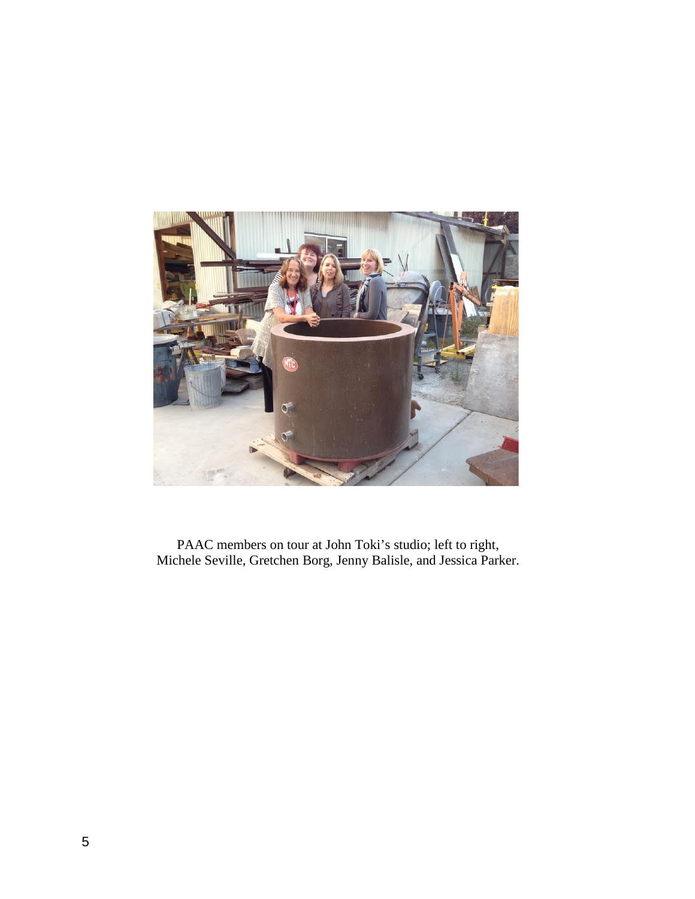PAAC members on tour at John Toki's studio; left to right, Michele Seville, Gretchen Borg, Jenny Balisle, and Jessica Parker.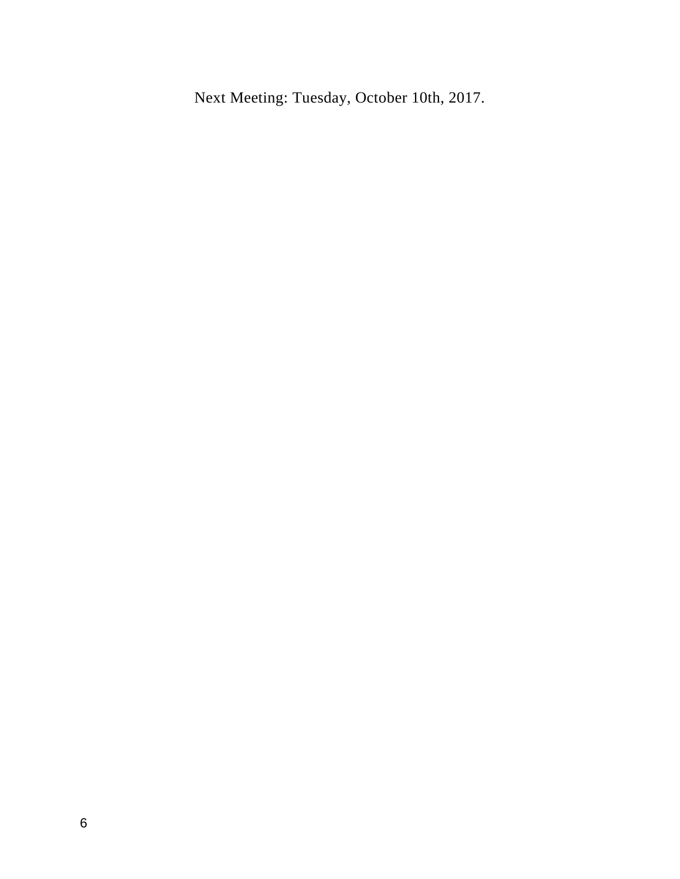Next Meeting: Tuesday, October 10th, 2017.